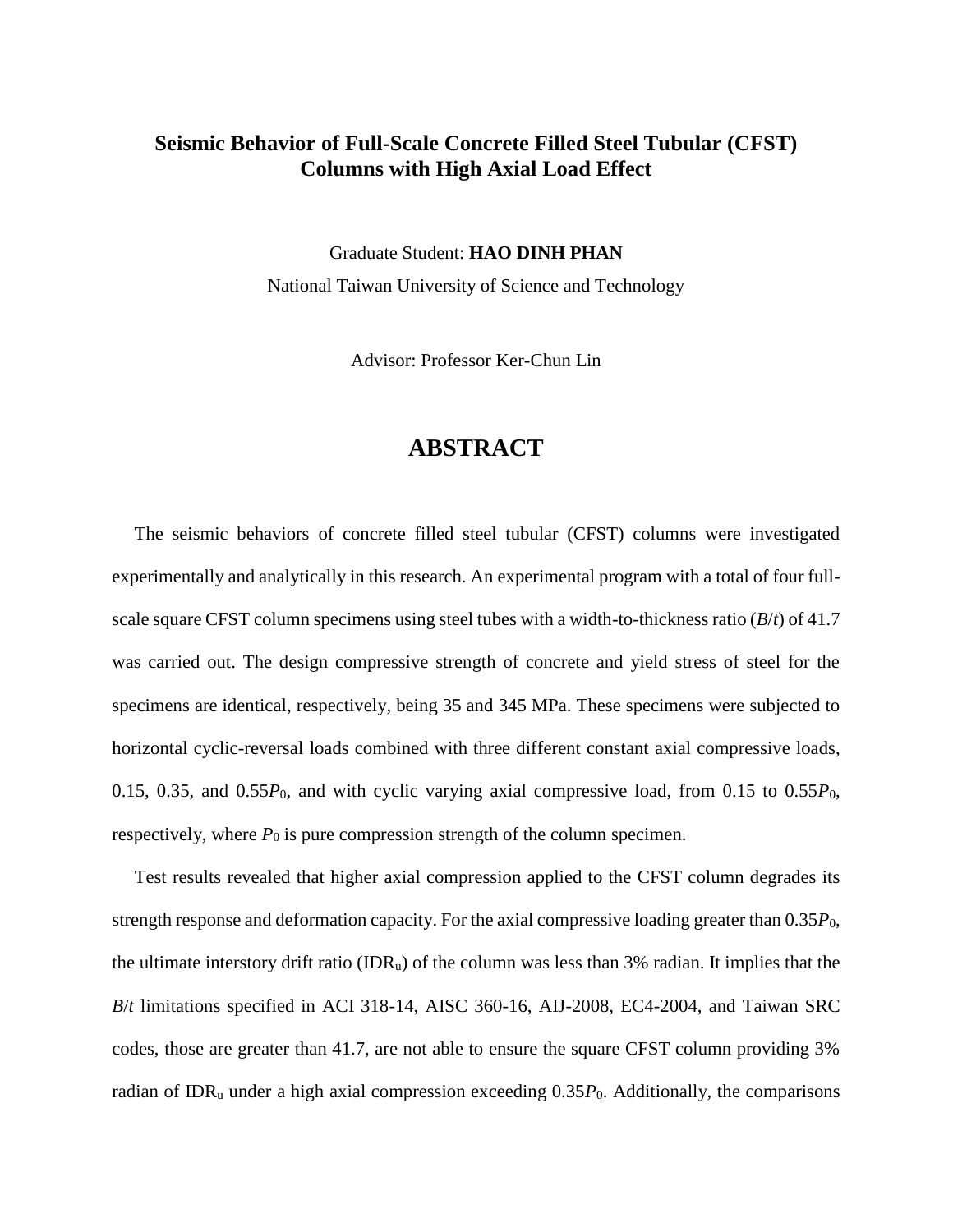# Seismic Behavior of Full-Scale Concrete Filled Steel Tubular (CFST) Columns with High Axial Load Effect

Graduate Student: **HAO DINH PHAN**

National Taiwan University of Science and Technology

Advisor: Professor Ker-Chun Lin

## ABSTRACT

The seismic behaviors of concrete filled steel tubular (CFST) columns were investigated experimentally and analytically in this research. An experimental program with a total of four full-scale square CFST column specimens using steel tubes with a width-to-thickness ratio ($B/t$) of 41.7 was carried out. The design compressive strength of concrete and yield stress of steel for the specimens are identical, respectively, being 35 and 345 MPa. These specimens were subjected to horizontal cyclic-reversal loads combined with three different constant axial compressive loads, 0.15, 0.35, and $0.55P_0$, and with cyclic varying axial compressive load, from 0.15 to $0.55P_0$, respectively, where $P_0$ is pure compression strength of the column specimen.

Test results revealed that higher axial compression applied to the CFST column degrades its strength response and deformation capacity. For the axial compressive loading greater than $0.35P_0$, the ultimate interstory drift ratio ($IDR_u$) of the column was less than 3% radian. It implies that the $B/t$ limitations specified in ACI 318-14, AISC 360-16, AIJ-2008, EC4-2004, and Taiwan SRC codes, those are greater than 41.7, are not able to ensure the square CFST column providing 3% radian of $IDR_u$ under a high axial compression exceeding $0.35P_0$. Additionally, the comparisons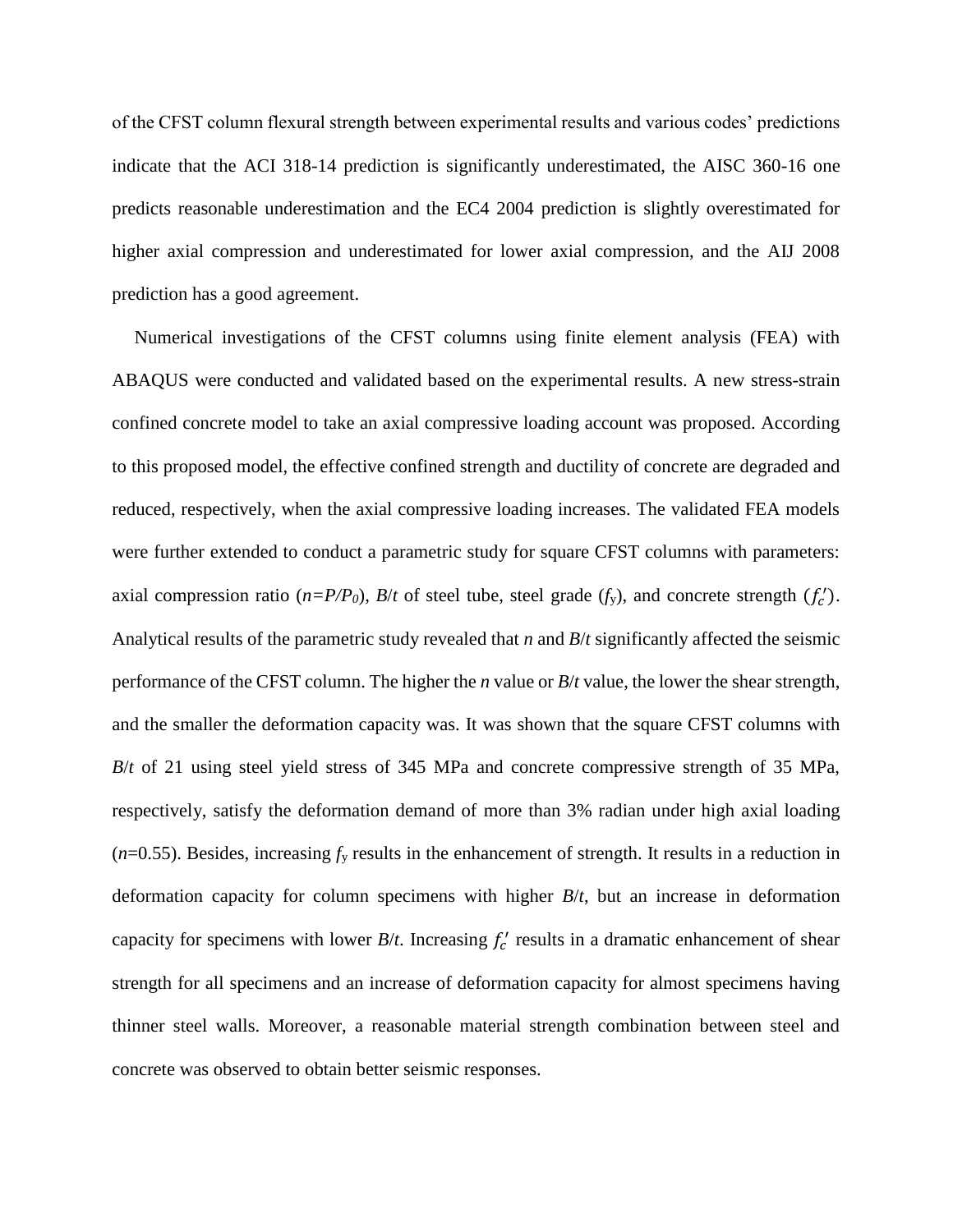of the CFST column flexural strength between experimental results and various codes' predictions indicate that the ACI 318-14 prediction is significantly underestimated, the AISC 360-16 one predicts reasonable underestimation and the EC4 2004 prediction is slightly overestimated for higher axial compression and underestimated for lower axial compression, and the AIJ 2008 prediction has a good agreement.

Numerical investigations of the CFST columns using finite element analysis (FEA) with ABAQUS were conducted and validated based on the experimental results. A new stress-strain confined concrete model to take an axial compressive loading account was proposed. According to this proposed model, the effective confined strength and ductility of concrete are degraded and reduced, respectively, when the axial compressive loading increases. The validated FEA models were further extended to conduct a parametric study for square CFST columns with parameters: axial compression ratio ($n=P/P_0$), $B/t$ of steel tube, steel grade ($f_y$), and concrete strength ($f_c'$). Analytical results of the parametric study revealed that $n$ and $B/t$ significantly affected the seismic performance of the CFST column. The higher the $n$ value or $B/t$ value, the lower the shear strength, and the smaller the deformation capacity was. It was shown that the square CFST columns with $B/t$ of 21 using steel yield stress of 345 MPa and concrete compressive strength of 35 MPa, respectively, satisfy the deformation demand of more than 3% radian under high axial loading ($n$=0.55). Besides, increasing $f_y$ results in the enhancement of strength. It results in a reduction in deformation capacity for column specimens with higher $B/t$, but an increase in deformation capacity for specimens with lower $B/t$. Increasing $f_c'$ results in a dramatic enhancement of shear strength for all specimens and an increase of deformation capacity for almost specimens having thinner steel walls. Moreover, a reasonable material strength combination between steel and concrete was observed to obtain better seismic responses.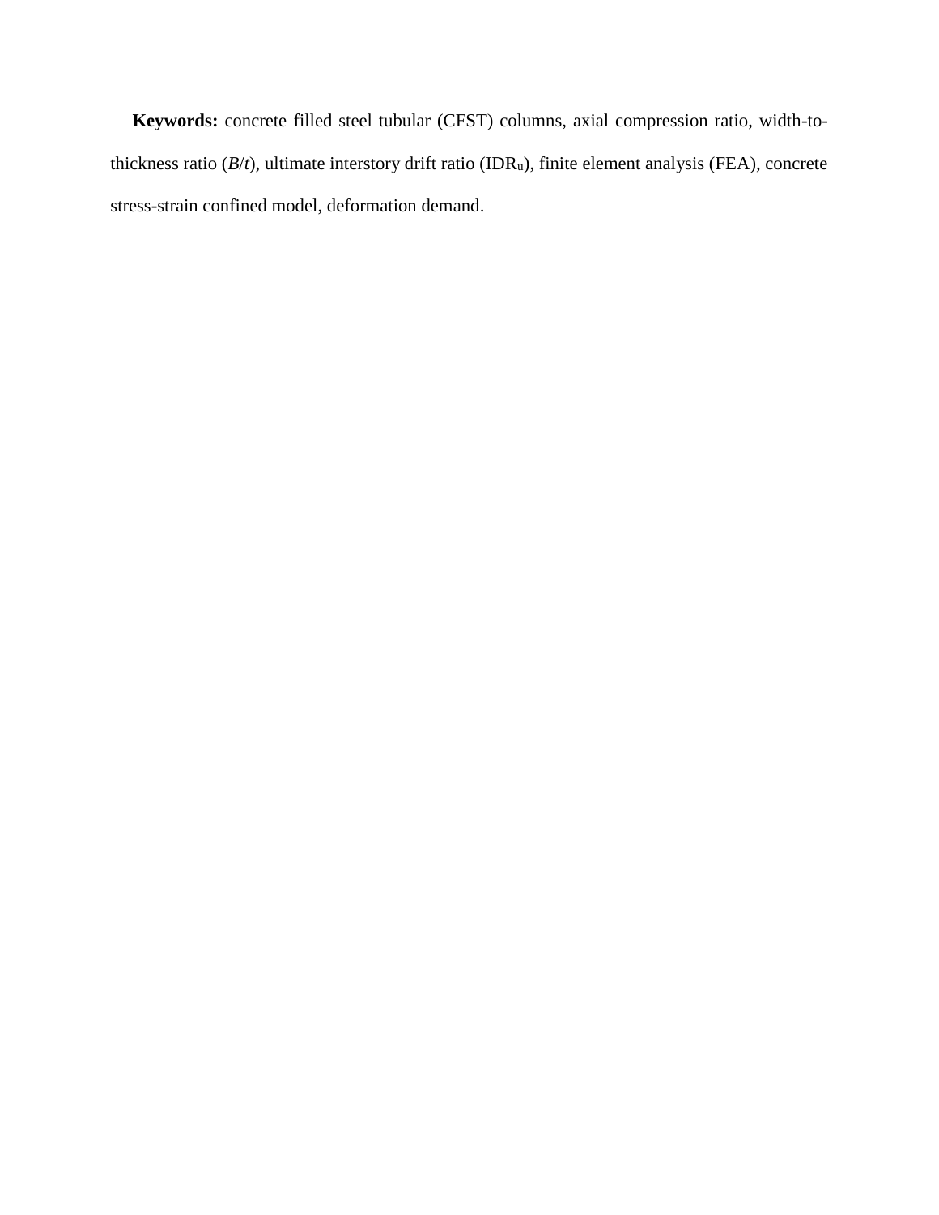**Keywords:** concrete filled steel tubular (CFST) columns, axial compression ratio, width-to-thickness ratio (*B*/*t*), ultimate interstory drift ratio ($IDR_u$), finite element analysis (FEA), concrete stress-strain confined model, deformation demand.